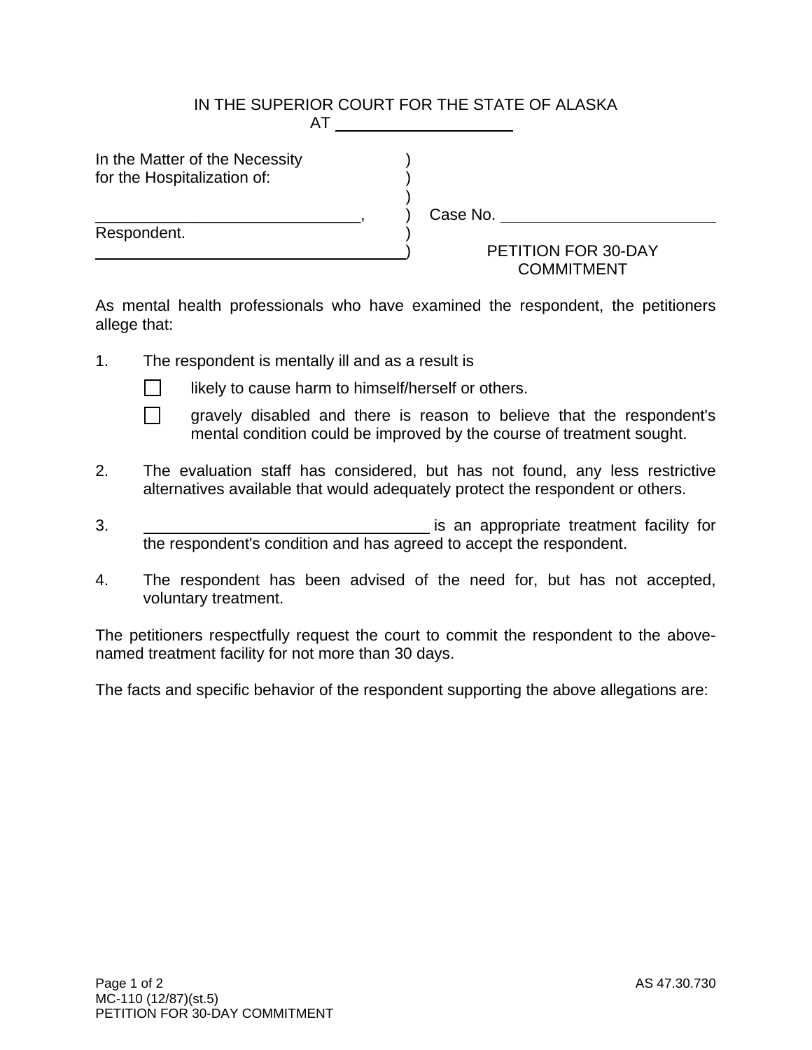IN THE SUPERIOR COURT FOR THE STATE OF ALASKA
AT ____________________

In the Matter of the Necessity )
for the Hospitalization of: )
)
______________________________, ) Case No. ________________________
Respondent. )
__________________________________)

PETITION FOR 30-DAY COMMITMENT

As mental health professionals who have examined the respondent, the petitioners allege that:

1. The respondent is mentally ill and as a result is

   ☐ likely to cause harm to himself/herself or others.

   ☐ gravely disabled and there is reason to believe that the respondent's mental condition could be improved by the course of treatment sought.

2. The evaluation staff has considered, but has not found, any less restrictive alternatives available that would adequately protect the respondent or others.

3. ________________________________ is an appropriate treatment facility for the respondent's condition and has agreed to accept the respondent.

4. The respondent has been advised of the need for, but has not accepted, voluntary treatment.

The petitioners respectfully request the court to commit the respondent to the above-named treatment facility for not more than 30 days.

The facts and specific behavior of the respondent supporting the above allegations are:

MC-110 (12/87)(st.5)
PETITION FOR 30-DAY COMMITMENT

AS 47.30.730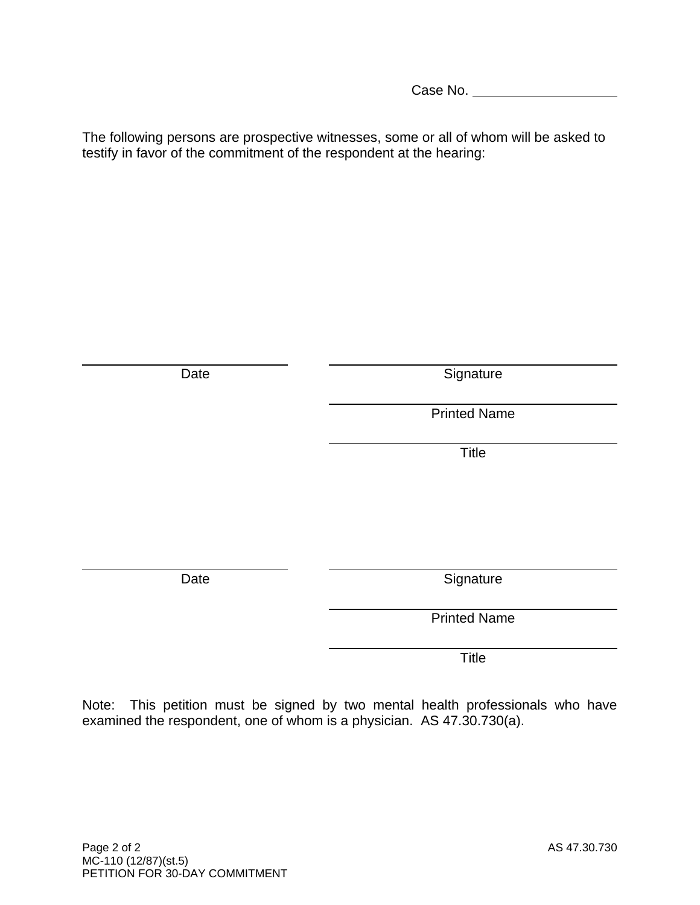Case No. \_\_\_\_\_\_\_\_\_\_\_\_\_\_\_\_\_\_\_\_

The following persons are prospective witnesses, some or all of whom will be asked to testify in favor of the commitment of the respondent at the hearing:

| | |
|---|---|
| \_\_\_\_\_\_\_\_\_\_\_\_\_\_\_\_\_\_\_\_ | \_\_\_\_\_\_\_\_\_\_\_\_\_\_\_\_\_\_\_\_\_\_\_\_\_\_\_\_ |
| Date | Signature |
| | \_\_\_\_\_\_\_\_\_\_\_\_\_\_\_\_\_\_\_\_\_\_\_\_\_\_\_\_ |
| | Printed Name |
| | \_\_\_\_\_\_\_\_\_\_\_\_\_\_\_\_\_\_\_\_\_\_\_\_\_\_\_\_ |
| | Title |

| | |
|---|---|
| \_\_\_\_\_\_\_\_\_\_\_\_\_\_\_\_\_\_\_\_ | \_\_\_\_\_\_\_\_\_\_\_\_\_\_\_\_\_\_\_\_\_\_\_\_\_\_\_\_ |
| Date | Signature |
| | \_\_\_\_\_\_\_\_\_\_\_\_\_\_\_\_\_\_\_\_\_\_\_\_\_\_\_\_ |
| | Printed Name |
| | \_\_\_\_\_\_\_\_\_\_\_\_\_\_\_\_\_\_\_\_\_\_\_\_\_\_\_\_ |
| | Title |

Note: This petition must be signed by two mental health professionals who have examined the respondent, one of whom is a physician. AS 47.30.730(a).

MC-110 (12/87)(st.5)
PETITION FOR 30-DAY COMMITMENT

AS 47.30.730